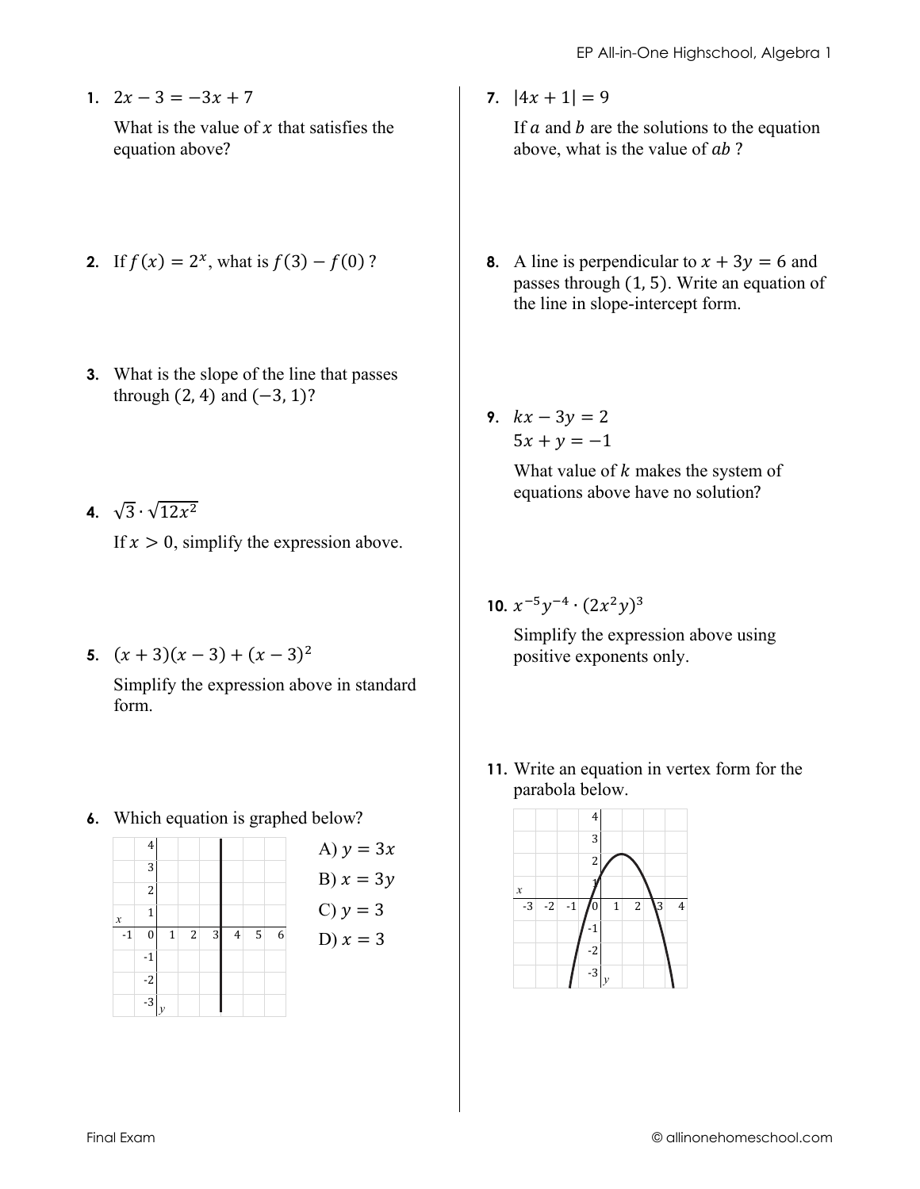**1.** $2x - 3 = -3x + 7$

What is the value of $x$ that satisfies the equation above?

**2.** If $f(x) = 2^x$, what is $f(3) - f(0)$ ?

**3.** What is the slope of the line that passes through $(2, 4)$ and $(-3, 1)$?

**4.** $\sqrt{3} \cdot \sqrt{12x^2}$

If $x > 0$, simplify the expression above.

**5.** $(x + 3)(x - 3) + (x - 3)^2$

Simplify the expression above in standard form.

**6.** Which equation is graphed below?

4
3
2
1
x
-1 0 1 2 3 4 5 6
-1
-2
-3
y

A) $y = 3x$

B) $x = 3y$

C) $y = 3$

D) $x = 3$

**7.** $|4x + 1| = 9$

If $a$ and $b$ are the solutions to the equation above, what is the value of $ab$ ?

**8.** A line is perpendicular to $x + 3y = 6$ and passes through $(1, 5)$. Write an equation of the line in slope-intercept form.

**9.** $kx - 3y = 2$
$5x + y = -1$

What value of $k$ makes the system of equations above have no solution?

**10.** $x^{-5}y^{-4} \cdot (2x^2y)^3$

Simplify the expression above using positive exponents only.

**11.** Write an equation in vertex form for the parabola below.

4
3
2
1
x
-3 -2 -1 0 1 2 3 4
-1
-2
-3
y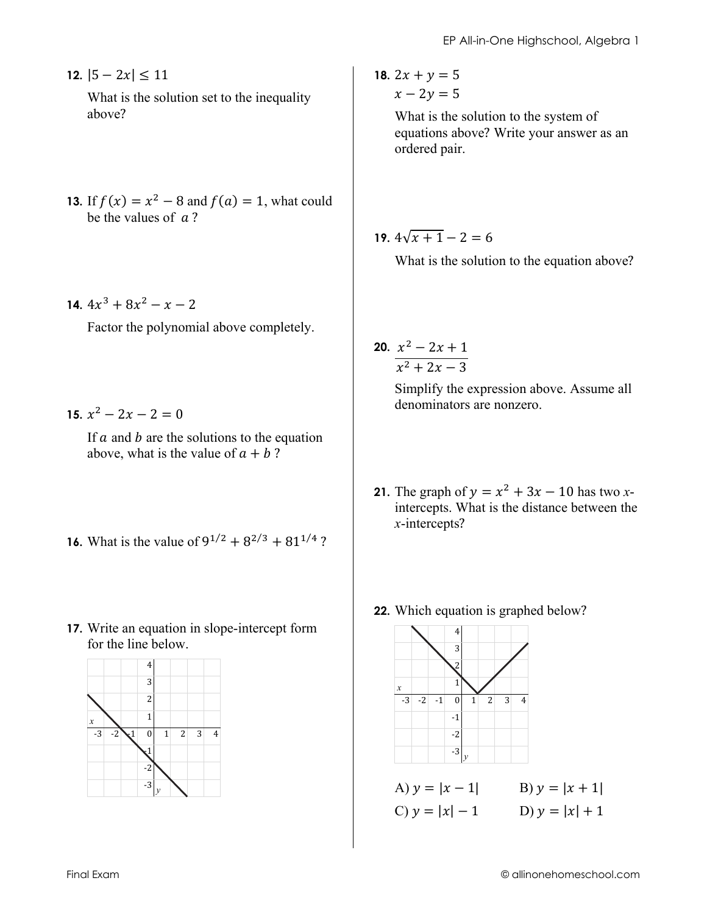**12.** $|5 - 2x| \leq 11$

What is the solution set to the inequality above?

**13.** If $f(x) = x^2 - 8$ and $f(a) = 1$, what could be the values of $a$ ?

**14.** $4x^3 + 8x^2 - x - 2$

Factor the polynomial above completely.

**15.** $x^2 - 2x - 2 = 0$

If $a$ and $b$ are the solutions to the equation above, what is the value of $a + b$ ?

**16.** What is the value of $9^{1/2} + 8^{2/3} + 81^{1/4}$ ?

**17.** Write an equation in slope-intercept form for the line below.

4
3
2
1
x
-3 -2 -1 0 1 2 3 4
-1
-2
-3 y

**18.** $2x + y = 5$
$x - 2y = 5$

What is the solution to the system of equations above? Write your answer as an ordered pair.

**19.** $4\sqrt{x+1} - 2 = 6$

What is the solution to the equation above?

**20.** $\dfrac{x^2 - 2x + 1}{x^2 + 2x - 3}$

Simplify the expression above. Assume all denominators are nonzero.

**21.** The graph of $y = x^2 + 3x - 10$ has two $x$-intercepts. What is the distance between the $x$-intercepts?

**22.** Which equation is graphed below?

4
3
2
1
x
-3 -2 -1 0 1 2 3 4
-1
-2
-3 y

A) $y = |x - 1|$ B) $y = |x + 1|$

C) $y = |x| - 1$ D) $y = |x| + 1$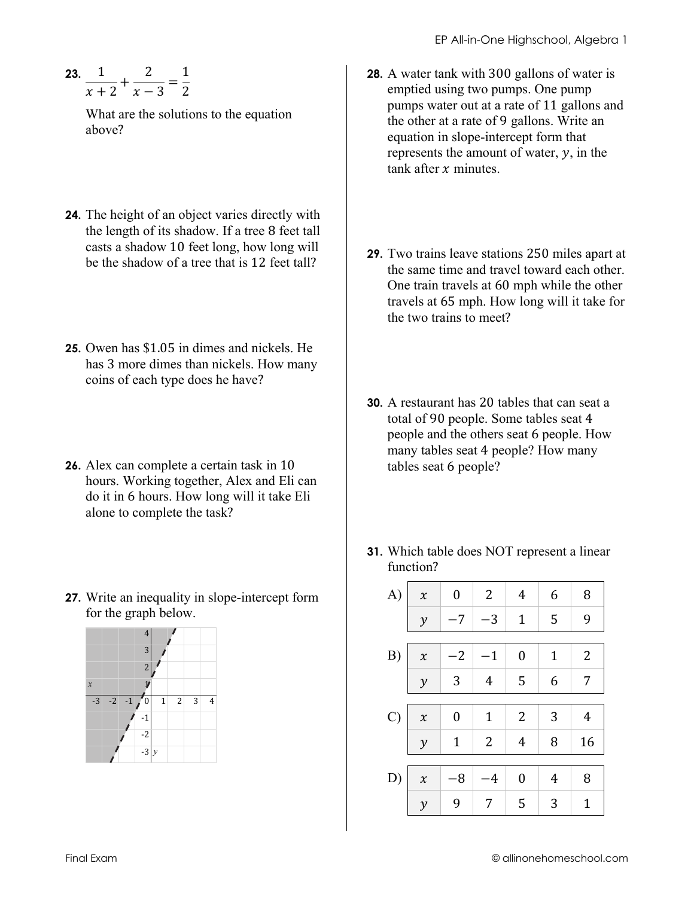23. $\frac{1}{x+2} + \frac{2}{x-3} = \frac{1}{2}$

What are the solutions to the equation above?

24. The height of an object varies directly with the length of its shadow. If a tree 8 feet tall casts a shadow 10 feet long, how long will be the shadow of a tree that is 12 feet tall?

25. Owen has $1.05 in dimes and nickels. He has 3 more dimes than nickels. How many coins of each type does he have?

26. Alex can complete a certain task in 10 hours. Working together, Alex and Eli can do it in 6 hours. How long will it take Eli alone to complete the task?

27. Write an inequality in slope-intercept form for the graph below.

x

y

4
3
2
1
0
-1
-2
-3

-3 -2 -1 0 1 2 3 4

28. A water tank with 300 gallons of water is emptied using two pumps. One pump pumps water out at a rate of 11 gallons and the other at a rate of 9 gallons. Write an equation in slope-intercept form that represents the amount of water, $y$, in the tank after $x$ minutes.

29. Two trains leave stations 250 miles apart at the same time and travel toward each other. One train travels at 60 mph while the other travels at 65 mph. How long will it take for the two trains to meet?

30. A restaurant has 20 tables that can seat a total of 90 people. Some tables seat 4 people and the others seat 6 people. How many tables seat 4 people? How many tables seat 6 people?

31. Which table does NOT represent a linear function?

A)

| | | | | | |
|---|---|---|---|---|---|
| $x$ | 0 | 2 | 4 | 6 | 8 |
| $y$ | −7 | −3 | 1 | 5 | 9 |

B)

| | | | | | |
|---|---|---|---|---|---|
| $x$ | −2 | −1 | 0 | 1 | 2 |
| $y$ | 3 | 4 | 5 | 6 | 7 |

C)

| | | | | | |
|---|---|---|---|---|---|
| $x$ | 0 | 1 | 2 | 3 | 4 |
| $y$ | 1 | 2 | 4 | 8 | 16 |

D)

| | | | | | |
|---|---|---|---|---|---|
| $x$ | −8 | −4 | 0 | 4 | 8 |
| $y$ | 9 | 7 | 5 | 3 | 1 |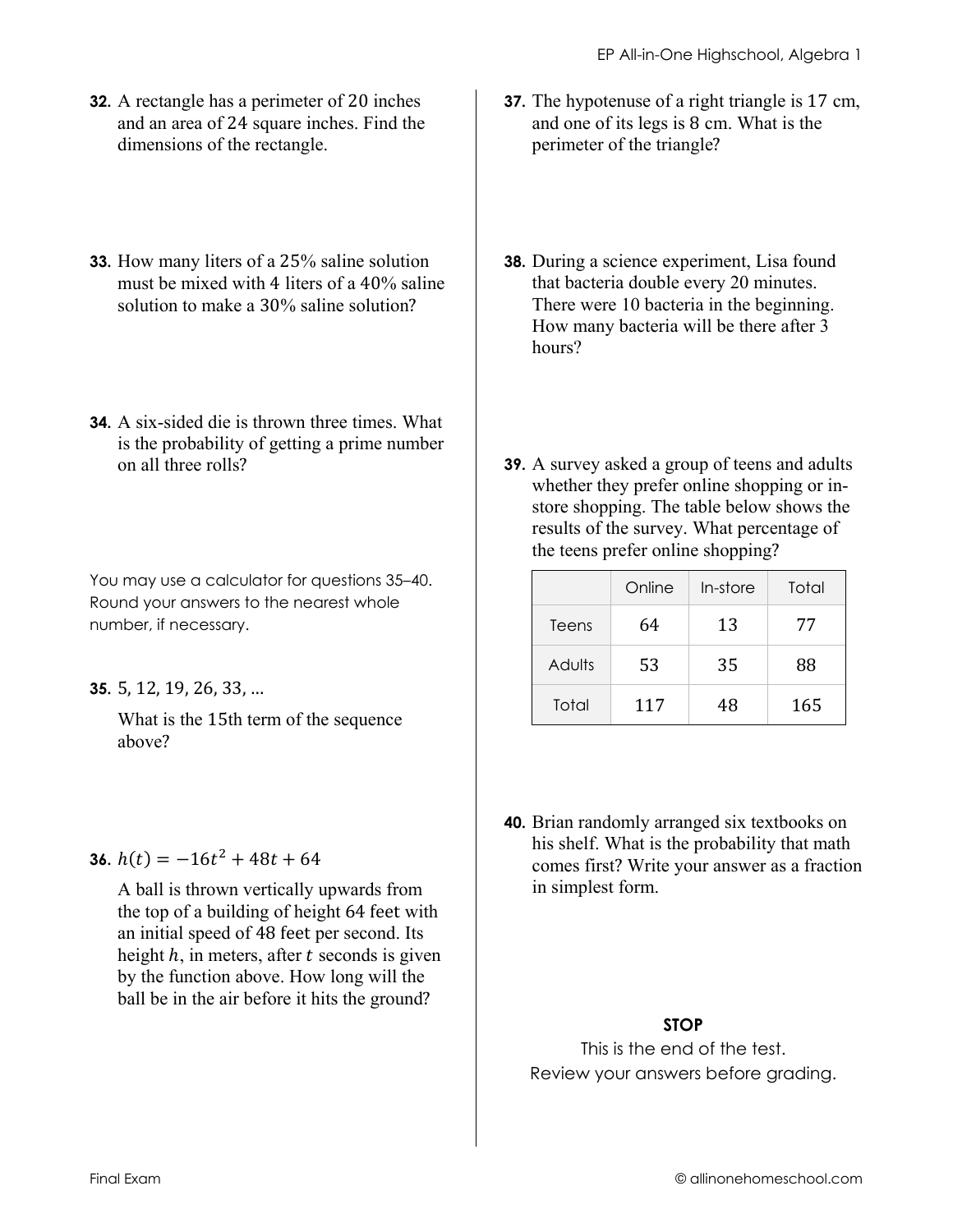**32.** A rectangle has a perimeter of 20 inches and an area of 24 square inches. Find the dimensions of the rectangle.

**33.** How many liters of a 25% saline solution must be mixed with 4 liters of a 40% saline solution to make a 30% saline solution?

**34.** A six-sided die is thrown three times. What is the probability of getting a prime number on all three rolls?

You may use a calculator for questions 35–40. Round your answers to the nearest whole number, if necessary.

**35.** 5, 12, 19, 26, 33, ...

What is the 15th term of the sequence above?

**36.** $h(t) = -16t^2 + 48t + 64$

A ball is thrown vertically upwards from the top of a building of height 64 feet with an initial speed of 48 feet per second. Its height $h$, in meters, after $t$ seconds is given by the function above. How long will the ball be in the air before it hits the ground?

**37.** The hypotenuse of a right triangle is 17 cm, and one of its legs is 8 cm. What is the perimeter of the triangle?

**38.** During a science experiment, Lisa found that bacteria double every 20 minutes. There were 10 bacteria in the beginning. How many bacteria will be there after 3 hours?

**39.** A survey asked a group of teens and adults whether they prefer online shopping or in-store shopping. The table below shows the results of the survey. What percentage of the teens prefer online shopping?

| | Online | In-store | Total |
|---|---|---|---|
| Teens | 64 | 13 | 77 |
| Adults | 53 | 35 | 88 |
| Total | 117 | 48 | 165 |

**40.** Brian randomly arranged six textbooks on his shelf. What is the probability that math comes first? Write your answer as a fraction in simplest form.

**STOP**

This is the end of the test.
Review your answers before grading.